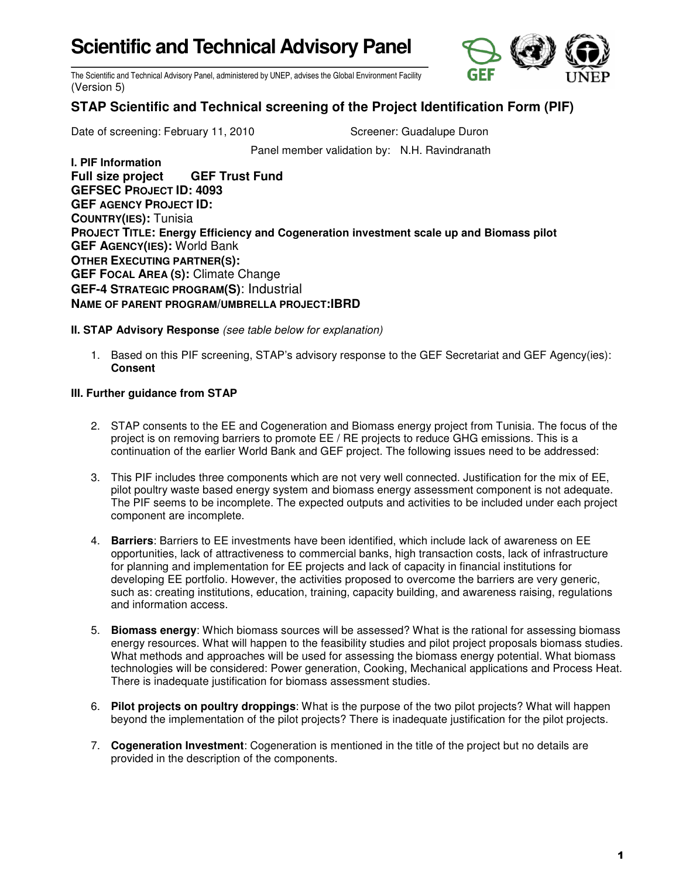# Scientific and Technical Advisory Panel

The Scientific and Technical Advisory Panel, administered by UNEP, advises the Global Environment Facility
(Version 5)

## STAP Scientific and Technical screening of the Project Identification Form (PIF)

Date of screening: February 11, 2010 Screener: Guadalupe Duron

Panel member validation by: N.H. Ravindranath

**I. PIF Information**
**Full size project GEF Trust Fund**
**GEFSEC PROJECT ID: 4093**
**GEF AGENCY PROJECT ID:**
**COUNTRY(IES):** Tunisia
**PROJECT TITLE: Energy Efficiency and Cogeneration investment scale up and Biomass pilot**
**GEF AGENCY(IES):** World Bank
**OTHER EXECUTING PARTNER(S):**
**GEF FOCAL AREA (S):** Climate Change
**GEF-4 STRATEGIC PROGRAM(S)**: Industrial
**NAME OF PARENT PROGRAM/UMBRELLA PROJECT:IBRD**

**II. STAP Advisory Response** *(see table below for explanation)*

1. Based on this PIF screening, STAP's advisory response to the GEF Secretariat and GEF Agency(ies): **Consent**

**III. Further guidance from STAP**

2. STAP consents to the EE and Cogeneration and Biomass energy project from Tunisia. The focus of the project is on removing barriers to promote EE / RE projects to reduce GHG emissions. This is a continuation of the earlier World Bank and GEF project. The following issues need to be addressed:

3. This PIF includes three components which are not very well connected. Justification for the mix of EE, pilot poultry waste based energy system and biomass energy assessment component is not adequate. The PIF seems to be incomplete. The expected outputs and activities to be included under each project component are incomplete.

4. **Barriers**: Barriers to EE investments have been identified, which include lack of awareness on EE opportunities, lack of attractiveness to commercial banks, high transaction costs, lack of infrastructure for planning and implementation for EE projects and lack of capacity in financial institutions for developing EE portfolio. However, the activities proposed to overcome the barriers are very generic, such as: creating institutions, education, training, capacity building, and awareness raising, regulations and information access.

5. **Biomass energy**: Which biomass sources will be assessed? What is the rational for assessing biomass energy resources. What will happen to the feasibility studies and pilot project proposals biomass studies. What methods and approaches will be used for assessing the biomass energy potential. What biomass technologies will be considered: Power generation, Cooking, Mechanical applications and Process Heat. There is inadequate justification for biomass assessment studies.

6. **Pilot projects on poultry droppings**: What is the purpose of the two pilot projects? What will happen beyond the implementation of the pilot projects? There is inadequate justification for the pilot projects.

7. **Cogeneration Investment**: Cogeneration is mentioned in the title of the project but no details are provided in the description of the components.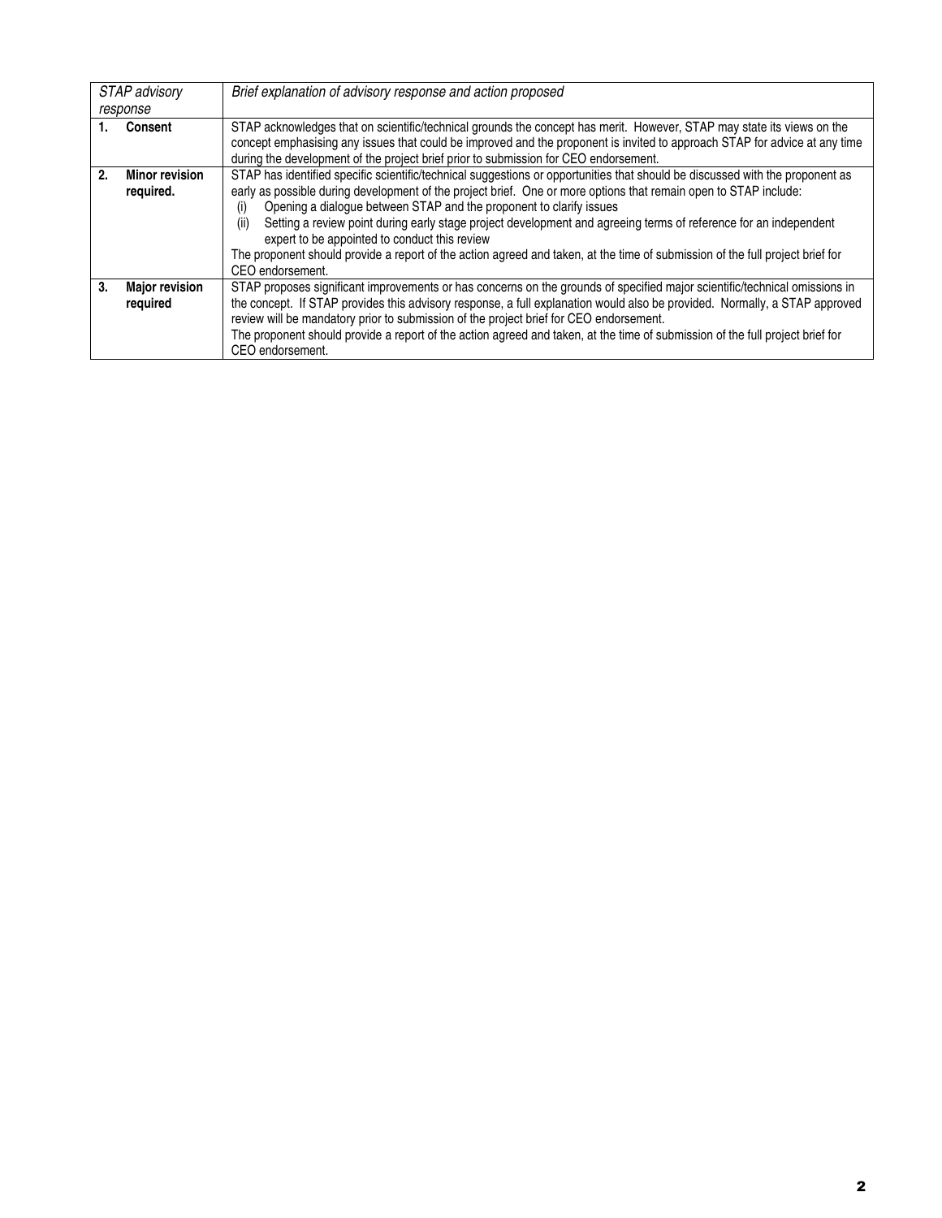| *STAP advisory response* | *Brief explanation of advisory response and action proposed* |
|---|---|
| **1. Consent** | STAP acknowledges that on scientific/technical grounds the concept has merit. However, STAP may state its views on the concept emphasising any issues that could be improved and the proponent is invited to approach STAP for advice at any time during the development of the project brief prior to submission for CEO endorsement. |
| **2. Minor revision required.** | STAP has identified specific scientific/technical suggestions or opportunities that should be discussed with the proponent as early as possible during development of the project brief. One or more options that remain open to STAP include: (i) Opening a dialogue between STAP and the proponent to clarify issues (ii) Setting a review point during early stage project development and agreeing terms of reference for an independent expert to be appointed to conduct this review The proponent should provide a report of the action agreed and taken, at the time of submission of the full project brief for CEO endorsement. |
| **3. Major revision required** | STAP proposes significant improvements or has concerns on the grounds of specified major scientific/technical omissions in the concept. If STAP provides this advisory response, a full explanation would also be provided. Normally, a STAP approved review will be mandatory prior to submission of the project brief for CEO endorsement. The proponent should provide a report of the action agreed and taken, at the time of submission of the full project brief for CEO endorsement. |